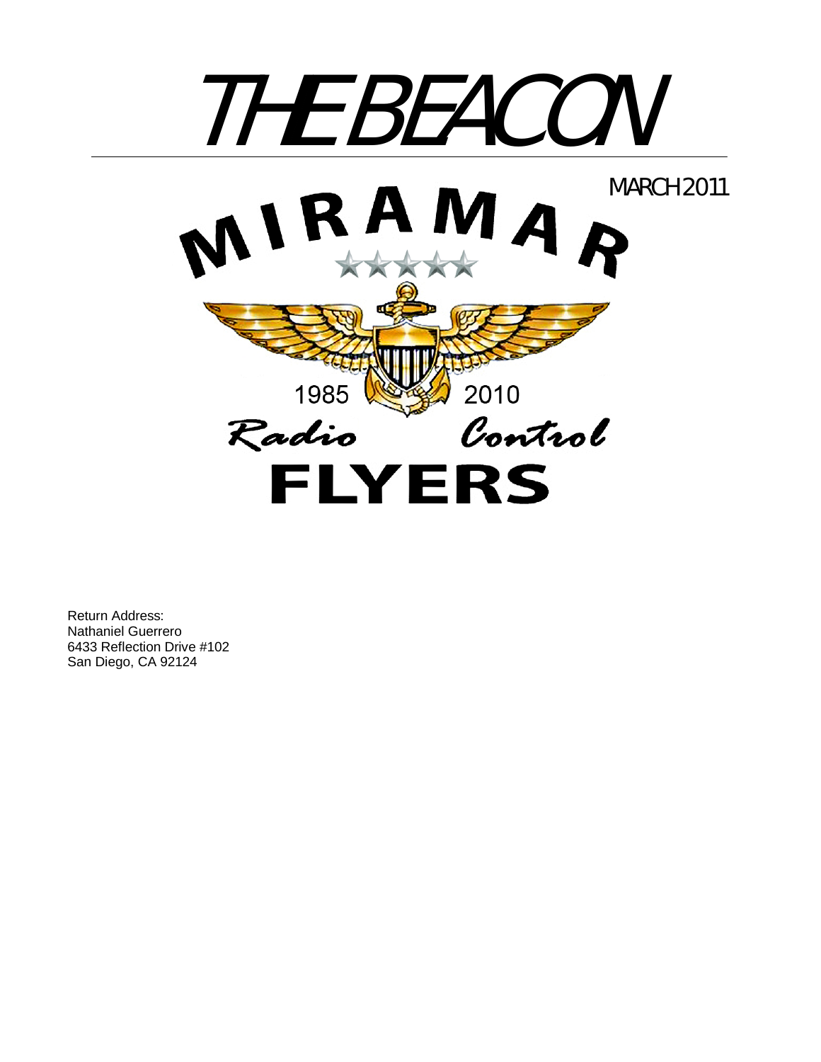# THE BEACON

MARCH 2011

MIRAMAR

1985 2010

Radio Control

FLYERS

Return Address:
Nathaniel Guerrero
6433 Reflection Drive #102
San Diego, CA 92124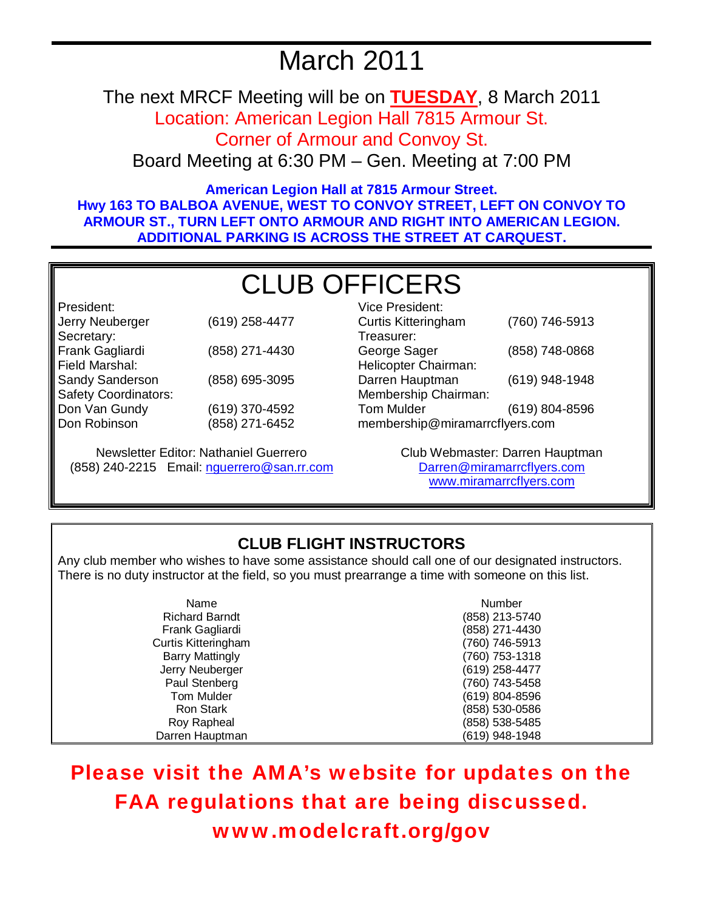# March 2011

The next MRCF Meeting will be on **TUESDAY**, 8 March 2011

Location: American Legion Hall 7815 Armour St.

Corner of Armour and Convoy St.

Board Meeting at 6:30 PM – Gen. Meeting at 7:00 PM

**American Legion Hall at 7815 Armour Street.**
**Hwy 163 TO BALBOA AVENUE, WEST TO CONVOY STREET, LEFT ON CONVOY TO ARMOUR ST., TURN LEFT ONTO ARMOUR AND RIGHT INTO AMERICAN LEGION. ADDITIONAL PARKING IS ACROSS THE STREET AT CARQUEST.**

## CLUB OFFICERS

| Position | Name | Phone |
|---|---|---|
| President: | Jerry Neuberger | (619) 258-4477 |
| Secretary: | Frank Gagliardi | (858) 271-4430 |
| Field Marshal: | Sandy Sanderson | (858) 695-3095 |
| Safety Coordinators: | Don Van Gundy | (619) 370-4592 |
| | Don Robinson | (858) 271-6452 |
| Vice President: | Curtis Kitteringham | (760) 746-5913 |
| Treasurer: | George Sager | (858) 748-0868 |
| Helicopter Chairman: | Darren Hauptman | (619) 948-1948 |
| Membership Chairman: | Tom Mulder | (619) 804-8596 |

membership@miramarrcflyers.com

Newsletter Editor: Nathaniel Guerrero
(858) 240-2215 Email: nguerrero@san.rr.com

Club Webmaster: Darren Hauptman
Darren@miramarrcflyers.com
www.miramarrcflyers.com

## CLUB FLIGHT INSTRUCTORS

Any club member who wishes to have some assistance should call one of our designated instructors. There is no duty instructor at the field, so you must prearrange a time with someone on this list.

| Name | Number |
|---|---|
| Richard Barndt | (858) 213-5740 |
| Frank Gagliardi | (858) 271-4430 |
| Curtis Kitteringham | (760) 746-5913 |
| Barry Mattingly | (760) 753-1318 |
| Jerry Neuberger | (619) 258-4477 |
| Paul Stenberg | (760) 743-5458 |
| Tom Mulder | (619) 804-8596 |
| Ron Stark | (858) 530-0586 |
| Roy Rapheal | (858) 538-5485 |
| Darren Hauptman | (619) 948-1948 |

**Please visit the AMA's website for updates on the FAA regulations that are being discussed. www.modelcraft.org/gov**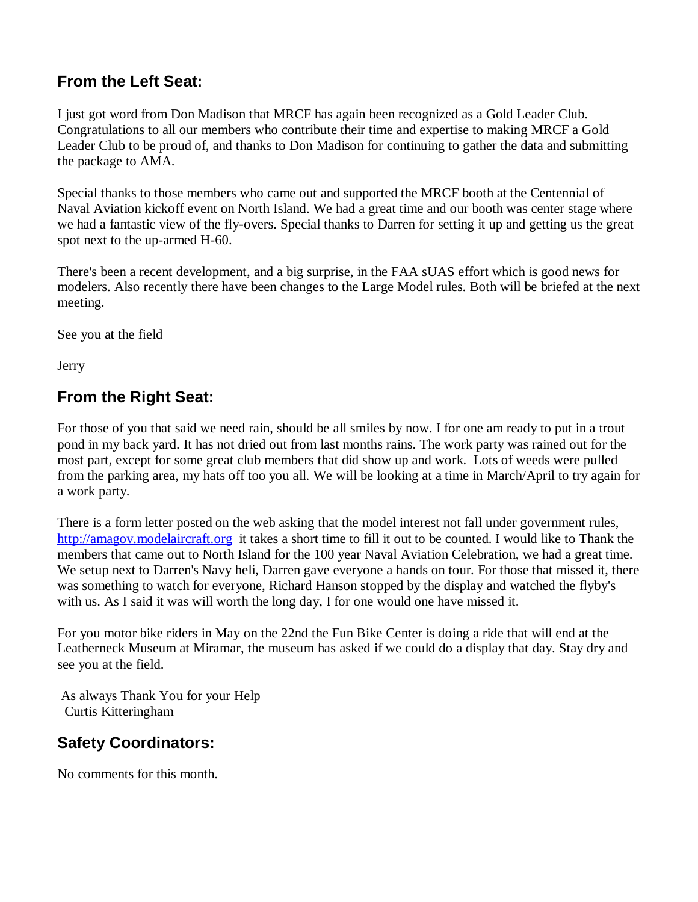## From the Left Seat:

I just got word from Don Madison that MRCF has again been recognized as a Gold Leader Club. Congratulations to all our members who contribute their time and expertise to making MRCF a Gold Leader Club to be proud of, and thanks to Don Madison for continuing to gather the data and submitting the package to AMA.

Special thanks to those members who came out and supported the MRCF booth at the Centennial of Naval Aviation kickoff event on North Island. We had a great time and our booth was center stage where we had a fantastic view of the fly-overs. Special thanks to Darren for setting it up and getting us the great spot next to the up-armed H-60.

There's been a recent development, and a big surprise, in the FAA sUAS effort which is good news for modelers. Also recently there have been changes to the Large Model rules. Both will be briefed at the next meeting.

See you at the field

Jerry

## From the Right Seat:

For those of you that said we need rain, should be all smiles by now. I for one am ready to put in a trout pond in my back yard. It has not dried out from last months rains. The work party was rained out for the most part, except for some great club members that did show up and work. Lots of weeds were pulled from the parking area, my hats off too you all. We will be looking at a time in March/April to try again for a work party.

There is a form letter posted on the web asking that the model interest not fall under government rules, [http://amagov.modelaircraft.org](http://amagov.modelaircraft.org) it takes a short time to fill it out to be counted. I would like to Thank the members that came out to North Island for the 100 year Naval Aviation Celebration, we had a great time. We setup next to Darren's Navy heli, Darren gave everyone a hands on tour. For those that missed it, there was something to watch for everyone, Richard Hanson stopped by the display and watched the flyby's with us. As I said it was will worth the long day, I for one would one have missed it.

For you motor bike riders in May on the 22nd the Fun Bike Center is doing a ride that will end at the Leatherneck Museum at Miramar, the museum has asked if we could do a display that day. Stay dry and see you at the field.

As always Thank You for your Help
Curtis Kitteringham

## Safety Coordinators:

No comments for this month.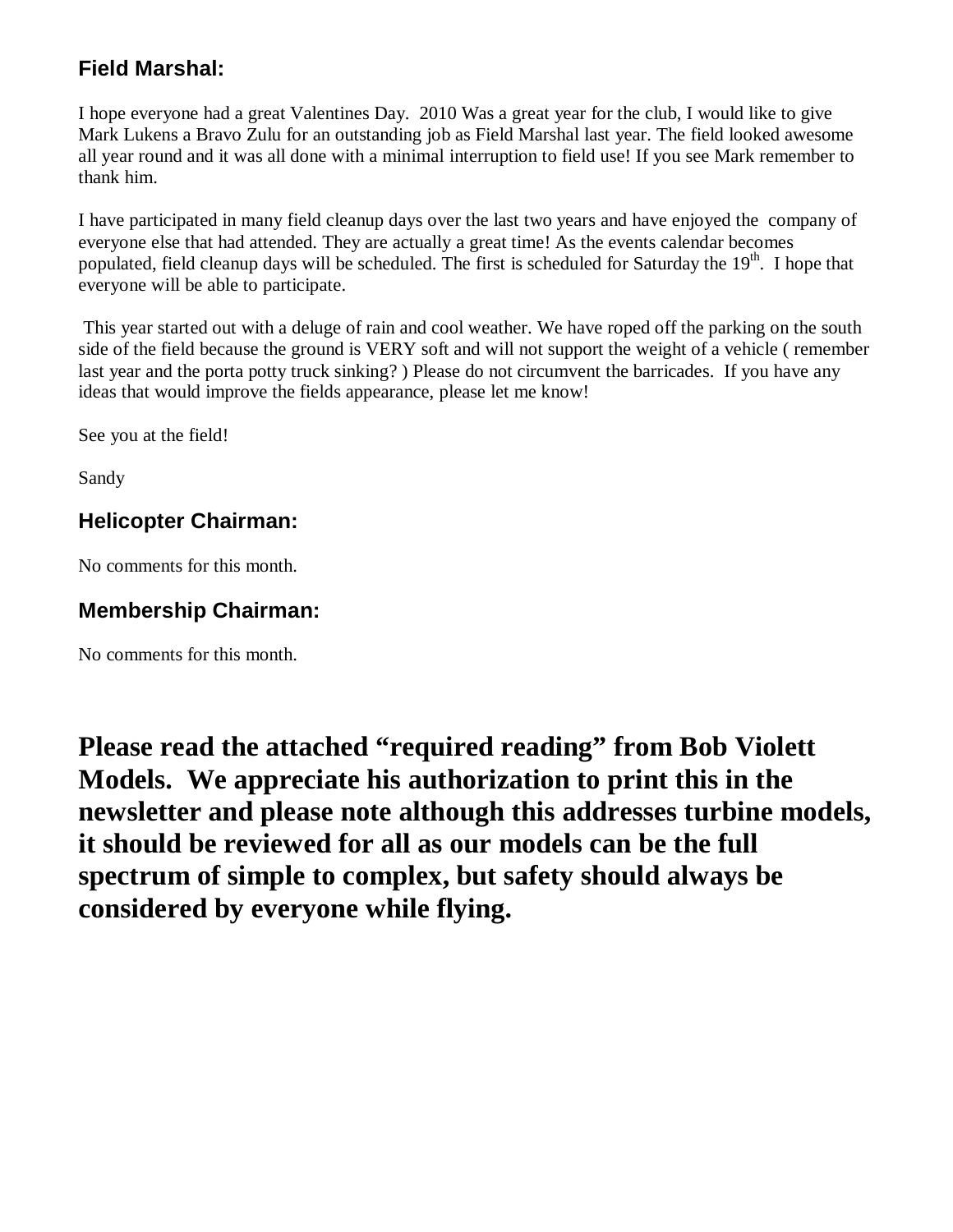## Field Marshal:

I hope everyone had a great Valentines Day. 2010 Was a great year for the club, I would like to give Mark Lukens a Bravo Zulu for an outstanding job as Field Marshal last year. The field looked awesome all year round and it was all done with a minimal interruption to field use! If you see Mark remember to thank him.

I have participated in many field cleanup days over the last two years and have enjoyed the company of everyone else that had attended. They are actually a great time! As the events calendar becomes populated, field cleanup days will be scheduled. The first is scheduled for Saturday the 19th. I hope that everyone will be able to participate.

This year started out with a deluge of rain and cool weather. We have roped off the parking on the south side of the field because the ground is VERY soft and will not support the weight of a vehicle ( remember last year and the porta potty truck sinking? ) Please do not circumvent the barricades. If you have any ideas that would improve the fields appearance, please let me know!

See you at the field!

Sandy

## Helicopter Chairman:

No comments for this month.

## Membership Chairman:

No comments for this month.

**Please read the attached “required reading” from Bob Violett Models. We appreciate his authorization to print this in the newsletter and please note although this addresses turbine models, it should be reviewed for all as our models can be the full spectrum of simple to complex, but safety should always be considered by everyone while flying.**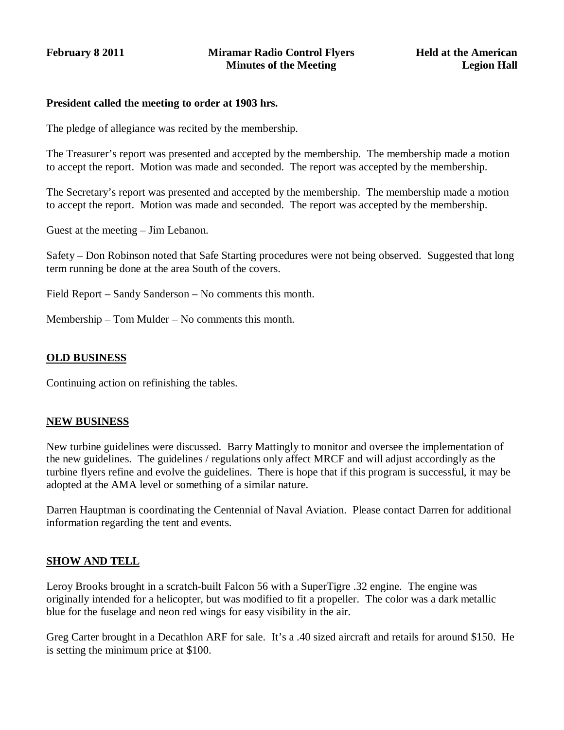**February 8 2011** **Miramar Radio Control Flyers** **Held at the American Legion Hall**

**Minutes of the Meeting**

**President called the meeting to order at 1903 hrs.**

The pledge of allegiance was recited by the membership.

The Treasurer's report was presented and accepted by the membership. The membership made a motion to accept the report. Motion was made and seconded. The report was accepted by the membership.

The Secretary's report was presented and accepted by the membership. The membership made a motion to accept the report. Motion was made and seconded. The report was accepted by the membership.

Guest at the meeting – Jim Lebanon.

Safety – Don Robinson noted that Safe Starting procedures were not being observed. Suggested that long term running be done at the area South of the covers.

Field Report – Sandy Sanderson – No comments this month.

Membership – Tom Mulder – No comments this month.

## OLD BUSINESS

Continuing action on refinishing the tables.

## NEW BUSINESS

New turbine guidelines were discussed. Barry Mattingly to monitor and oversee the implementation of the new guidelines. The guidelines / regulations only affect MRCF and will adjust accordingly as the turbine flyers refine and evolve the guidelines. There is hope that if this program is successful, it may be adopted at the AMA level or something of a similar nature.

Darren Hauptman is coordinating the Centennial of Naval Aviation. Please contact Darren for additional information regarding the tent and events.

## SHOW AND TELL

Leroy Brooks brought in a scratch-built Falcon 56 with a SuperTigre .32 engine. The engine was originally intended for a helicopter, but was modified to fit a propeller. The color was a dark metallic blue for the fuselage and neon red wings for easy visibility in the air.

Greg Carter brought in a Decathlon ARF for sale. It's a .40 sized aircraft and retails for around $150. He is setting the minimum price at $100.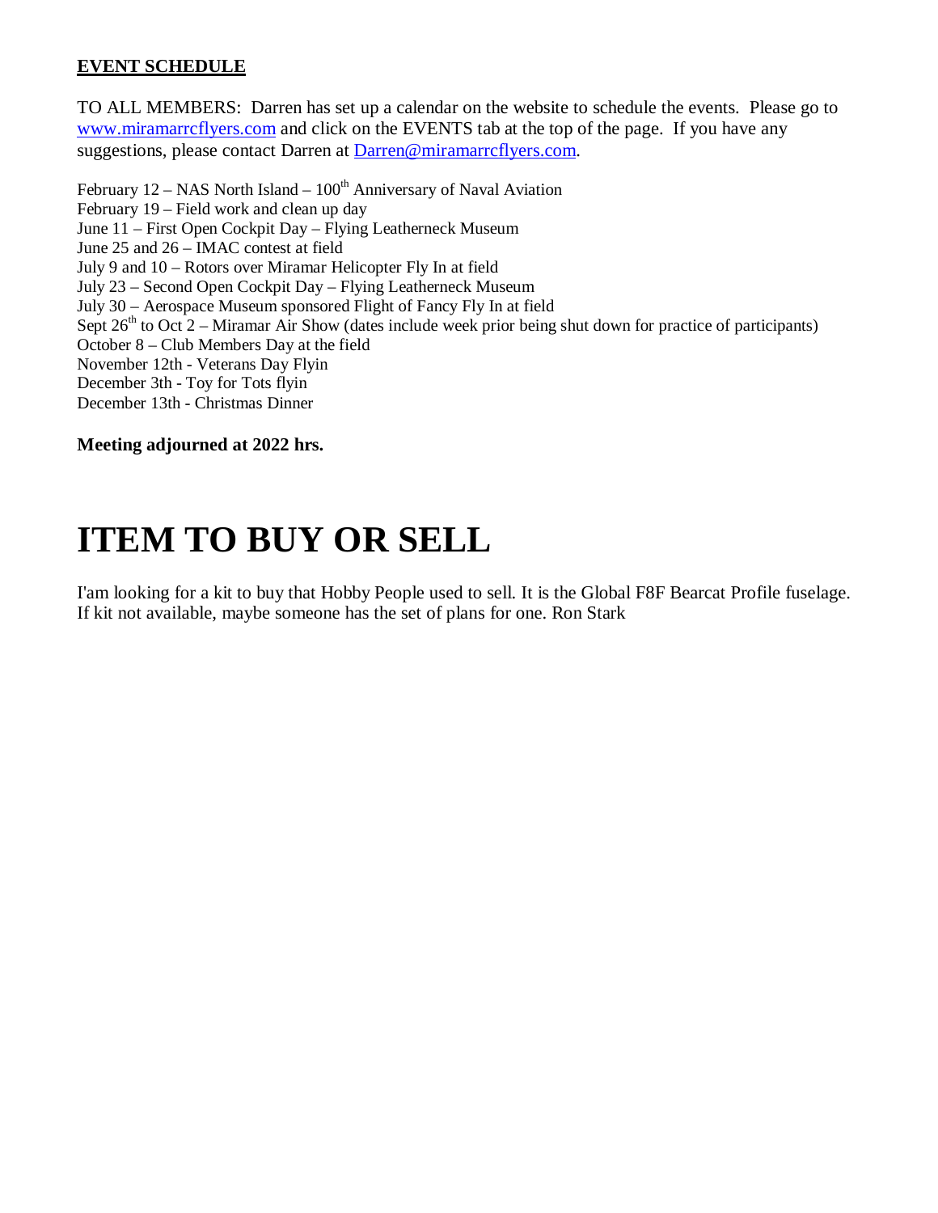**EVENT SCHEDULE**

TO ALL MEMBERS: Darren has set up a calendar on the website to schedule the events. Please go to www.miramarrcflyers.com and click on the EVENTS tab at the top of the page. If you have any suggestions, please contact Darren at Darren@miramarrcflyers.com.

February 12 – NAS North Island – 100th Anniversary of Naval Aviation
February 19 – Field work and clean up day
June 11 – First Open Cockpit Day – Flying Leatherneck Museum
June 25 and 26 – IMAC contest at field
July 9 and 10 – Rotors over Miramar Helicopter Fly In at field
July 23 – Second Open Cockpit Day – Flying Leatherneck Museum
July 30 – Aerospace Museum sponsored Flight of Fancy Fly In at field
Sept 26th to Oct 2 – Miramar Air Show (dates include week prior being shut down for practice of participants)
October 8 – Club Members Day at the field
November 12th - Veterans Day Flyin
December 3th - Toy for Tots flyin
December 13th - Christmas Dinner

**Meeting adjourned at 2022 hrs.**

# ITEM TO BUY OR SELL

I'am looking for a kit to buy that Hobby People used to sell. It is the Global F8F Bearcat Profile fuselage. If kit not available, maybe someone has the set of plans for one. Ron Stark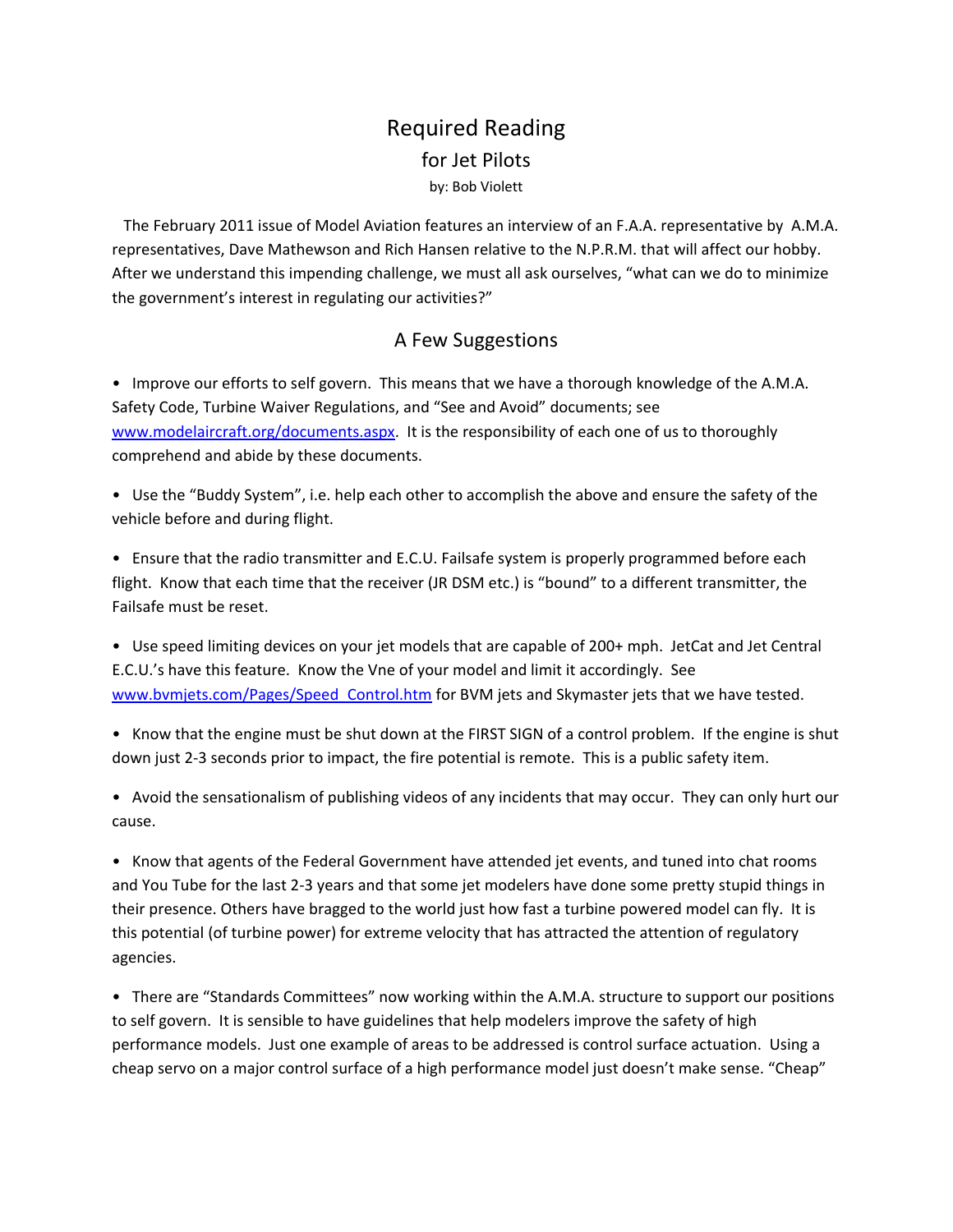# Required Reading

## for Jet Pilots

by: Bob Violett

The February 2011 issue of Model Aviation features an interview of an F.A.A. representative by A.M.A. representatives, Dave Mathewson and Rich Hansen relative to the N.P.R.M. that will affect our hobby. After we understand this impending challenge, we must all ask ourselves, "what can we do to minimize the government's interest in regulating our activities?"

## A Few Suggestions

- Improve our efforts to self govern. This means that we have a thorough knowledge of the A.M.A. Safety Code, Turbine Waiver Regulations, and "See and Avoid" documents; see www.modelaircraft.org/documents.aspx. It is the responsibility of each one of us to thoroughly comprehend and abide by these documents.

- Use the "Buddy System", i.e. help each other to accomplish the above and ensure the safety of the vehicle before and during flight.

- Ensure that the radio transmitter and E.C.U. Failsafe system is properly programmed before each flight. Know that each time that the receiver (JR DSM etc.) is "bound" to a different transmitter, the Failsafe must be reset.

- Use speed limiting devices on your jet models that are capable of 200+ mph. JetCat and Jet Central E.C.U.'s have this feature. Know the Vne of your model and limit it accordingly. See www.bvmjets.com/Pages/Speed_Control.htm for BVM jets and Skymaster jets that we have tested.

- Know that the engine must be shut down at the FIRST SIGN of a control problem. If the engine is shut down just 2-3 seconds prior to impact, the fire potential is remote. This is a public safety item.

- Avoid the sensationalism of publishing videos of any incidents that may occur. They can only hurt our cause.

- Know that agents of the Federal Government have attended jet events, and tuned into chat rooms and You Tube for the last 2-3 years and that some jet modelers have done some pretty stupid things in their presence. Others have bragged to the world just how fast a turbine powered model can fly. It is this potential (of turbine power) for extreme velocity that has attracted the attention of regulatory agencies.

- There are "Standards Committees" now working within the A.M.A. structure to support our positions to self govern. It is sensible to have guidelines that help modelers improve the safety of high performance models. Just one example of areas to be addressed is control surface actuation. Using a cheap servo on a major control surface of a high performance model just doesn't make sense. "Cheap"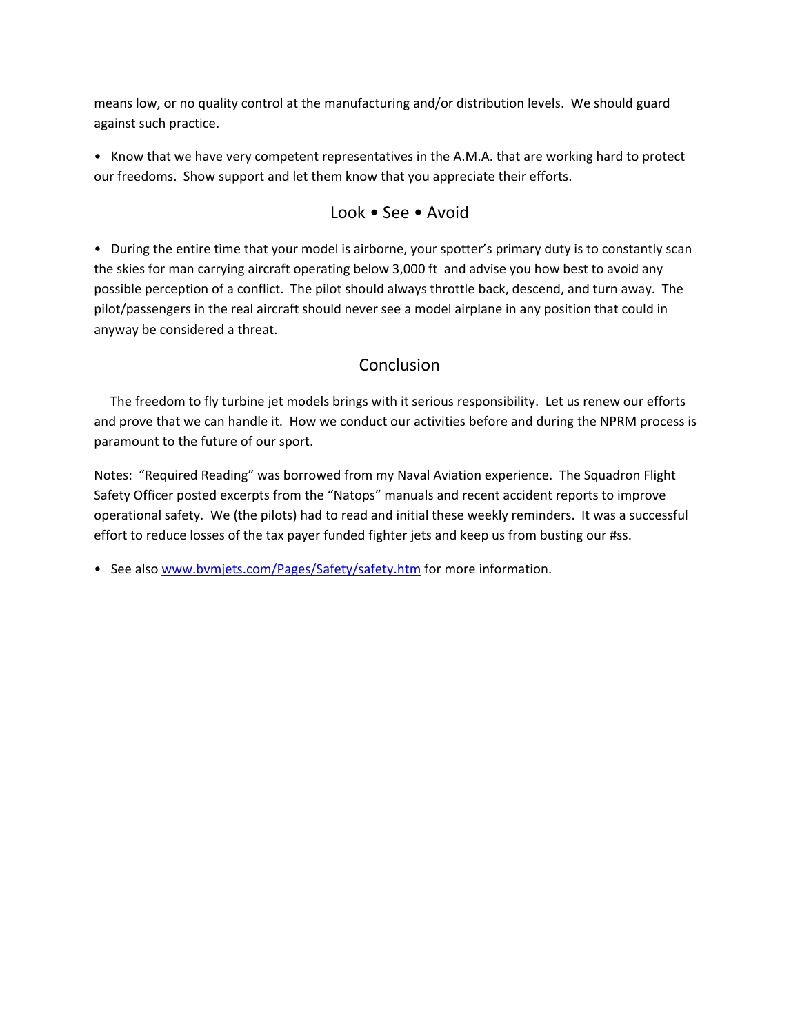means low, or no quality control at the manufacturing and/or distribution levels. We should guard against such practice.

- Know that we have very competent representatives in the A.M.A. that are working hard to protect our freedoms. Show support and let them know that you appreciate their efforts.

## Look • See • Avoid

- During the entire time that your model is airborne, your spotter's primary duty is to constantly scan the skies for man carrying aircraft operating below 3,000 ft and advise you how best to avoid any possible perception of a conflict. The pilot should always throttle back, descend, and turn away. The pilot/passengers in the real aircraft should never see a model airplane in any position that could in anyway be considered a threat.

## Conclusion

The freedom to fly turbine jet models brings with it serious responsibility. Let us renew our efforts and prove that we can handle it. How we conduct our activities before and during the NPRM process is paramount to the future of our sport.

Notes: "Required Reading" was borrowed from my Naval Aviation experience. The Squadron Flight Safety Officer posted excerpts from the "Natops" manuals and recent accident reports to improve operational safety. We (the pilots) had to read and initial these weekly reminders. It was a successful effort to reduce losses of the tax payer funded fighter jets and keep us from busting our #ss.

- See also [www.bvmjets.com/Pages/Safety/safety.htm](www.bvmjets.com/Pages/Safety/safety.htm) for more information.